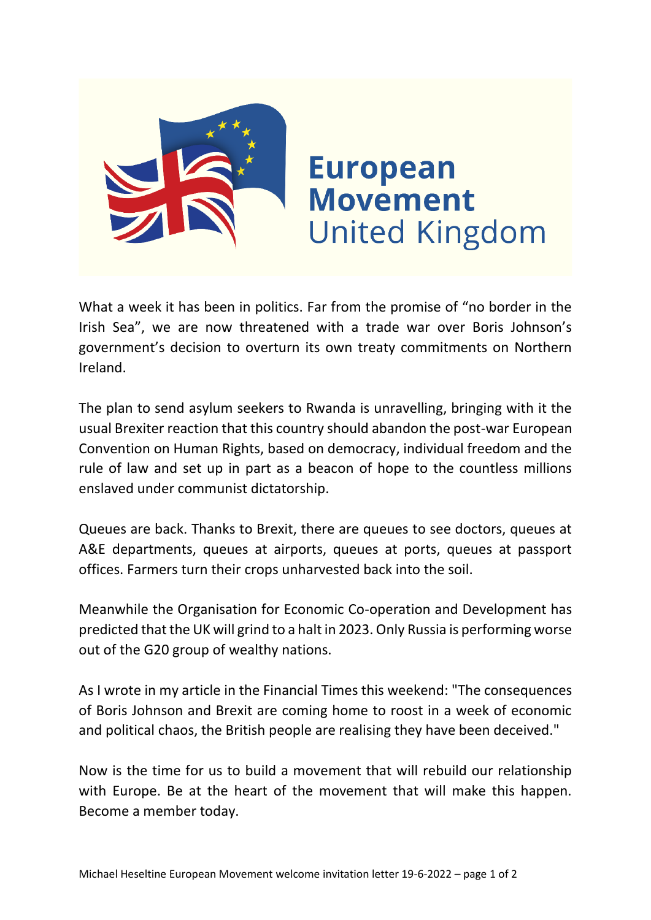# European Movement United Kingdom

What a week it has been in politics. Far from the promise of "no border in the Irish Sea", we are now threatened with a trade war over Boris Johnson's government's decision to overturn its own treaty commitments on Northern Ireland.

The plan to send asylum seekers to Rwanda is unravelling, bringing with it the usual Brexiter reaction that this country should abandon the post-war European Convention on Human Rights, based on democracy, individual freedom and the rule of law and set up in part as a beacon of hope to the countless millions enslaved under communist dictatorship.

Queues are back. Thanks to Brexit, there are queues to see doctors, queues at A&E departments, queues at airports, queues at ports, queues at passport offices. Farmers turn their crops unharvested back into the soil.

Meanwhile the Organisation for Economic Co-operation and Development has predicted that the UK will grind to a halt in 2023. Only Russia is performing worse out of the G20 group of wealthy nations.

As I wrote in my article in the Financial Times this weekend: "The consequences of Boris Johnson and Brexit are coming home to roost in a week of economic and political chaos, the British people are realising they have been deceived."

Now is the time for us to build a movement that will rebuild our relationship with Europe. Be at the heart of the movement that will make this happen. Become a member today.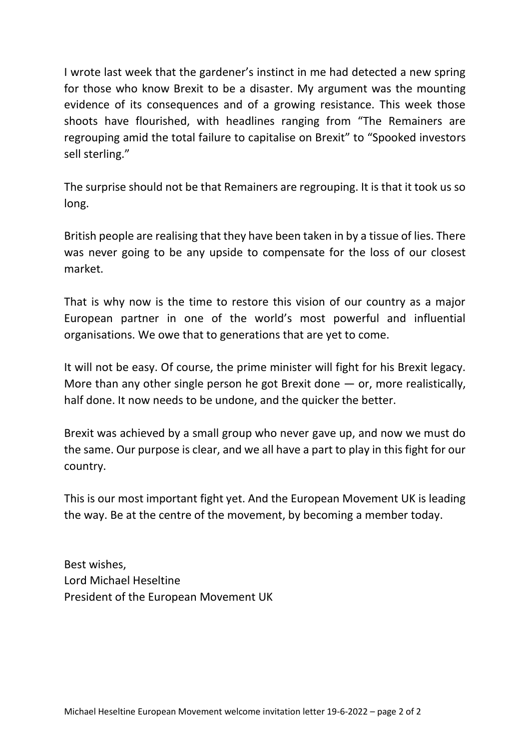I wrote last week that the gardener's instinct in me had detected a new spring for those who know Brexit to be a disaster. My argument was the mounting evidence of its consequences and of a growing resistance. This week those shoots have flourished, with headlines ranging from "The Remainers are regrouping amid the total failure to capitalise on Brexit" to "Spooked investors sell sterling."

The surprise should not be that Remainers are regrouping. It is that it took us so long.

British people are realising that they have been taken in by a tissue of lies. There was never going to be any upside to compensate for the loss of our closest market.

That is why now is the time to restore this vision of our country as a major European partner in one of the world's most powerful and influential organisations. We owe that to generations that are yet to come.

It will not be easy. Of course, the prime minister will fight for his Brexit legacy. More than any other single person he got Brexit done — or, more realistically, half done. It now needs to be undone, and the quicker the better.

Brexit was achieved by a small group who never gave up, and now we must do the same. Our purpose is clear, and we all have a part to play in this fight for our country.

This is our most important fight yet. And the European Movement UK is leading the way. Be at the centre of the movement, by becoming a member today.

Best wishes,  
Lord Michael Heseltine  
President of the European Movement UK